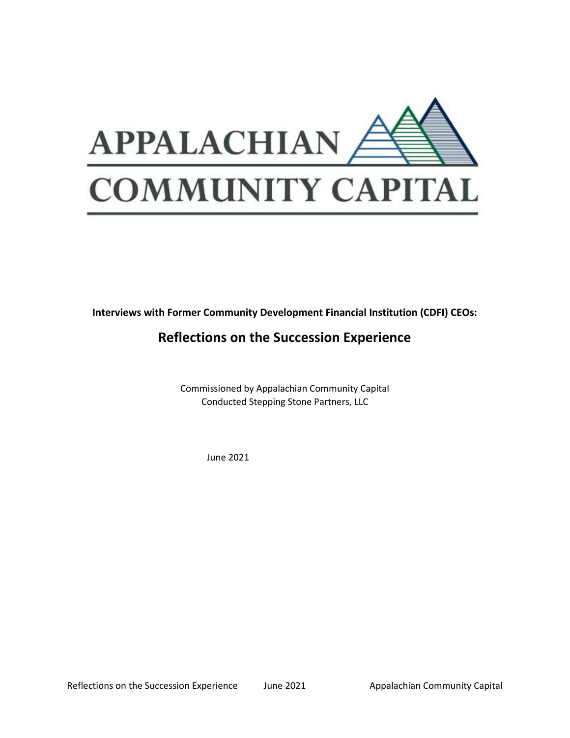APPALACHIAN COMMUNITY CAPITAL

**Interviews with Former Community Development Financial Institution (CDFI) CEOs:**

## Reflections on the Succession Experience

Commissioned by Appalachian Community Capital
Conducted Stepping Stone Partners, LLC

June 2021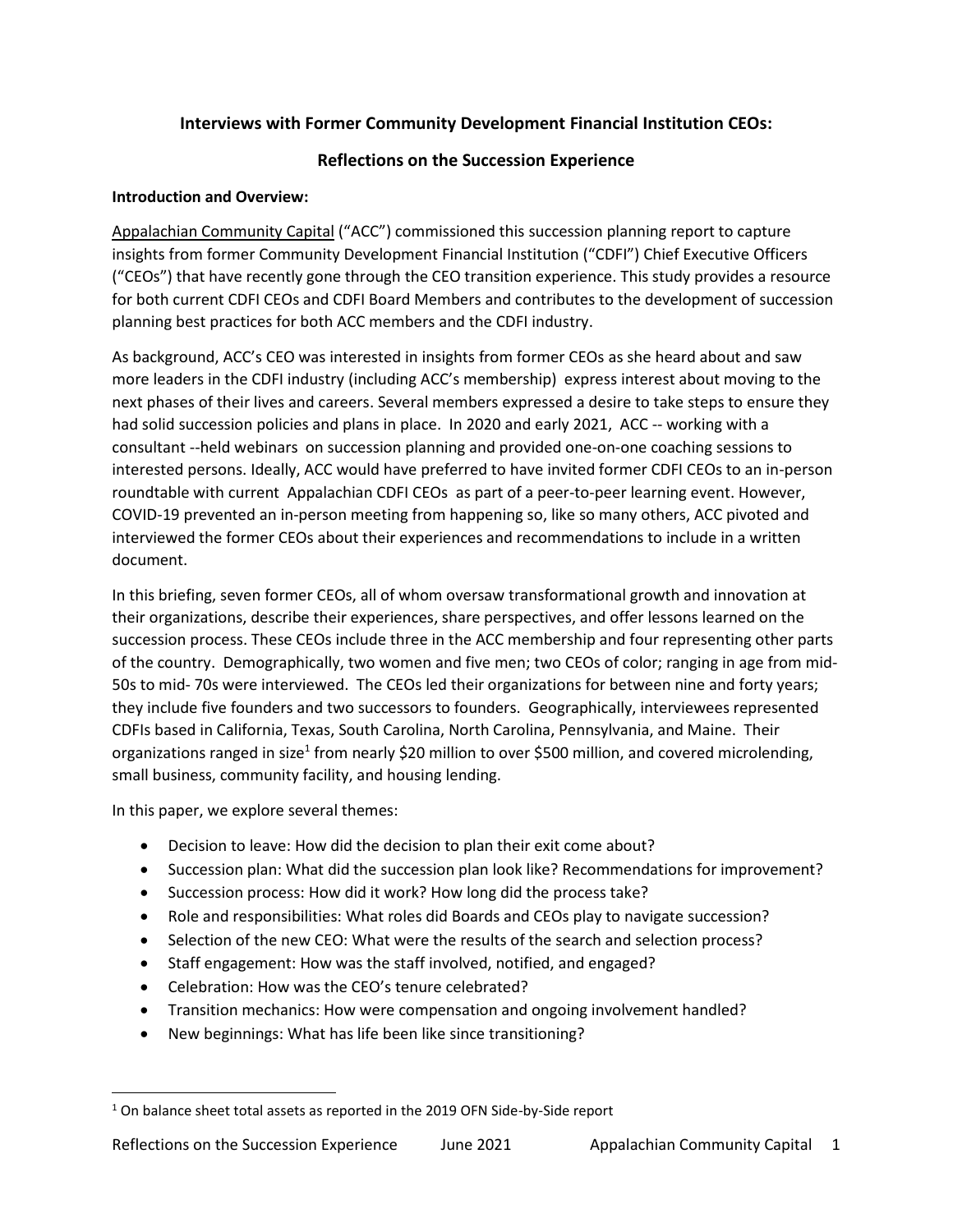## Interviews with Former Community Development Financial Institution CEOs:

## Reflections on the Succession Experience

**Introduction and Overview:**

Appalachian Community Capital ("ACC") commissioned this succession planning report to capture insights from former Community Development Financial Institution ("CDFI") Chief Executive Officers ("CEOs") that have recently gone through the CEO transition experience. This study provides a resource for both current CDFI CEOs and CDFI Board Members and contributes to the development of succession planning best practices for both ACC members and the CDFI industry.

As background, ACC's CEO was interested in insights from former CEOs as she heard about and saw more leaders in the CDFI industry (including ACC's membership) express interest about moving to the next phases of their lives and careers. Several members expressed a desire to take steps to ensure they had solid succession policies and plans in place. In 2020 and early 2021, ACC -- working with a consultant --held webinars on succession planning and provided one-on-one coaching sessions to interested persons. Ideally, ACC would have preferred to have invited former CDFI CEOs to an in-person roundtable with current Appalachian CDFI CEOs as part of a peer-to-peer learning event. However, COVID-19 prevented an in-person meeting from happening so, like so many others, ACC pivoted and interviewed the former CEOs about their experiences and recommendations to include in a written document.

In this briefing, seven former CEOs, all of whom oversaw transformational growth and innovation at their organizations, describe their experiences, share perspectives, and offer lessons learned on the succession process. These CEOs include three in the ACC membership and four representing other parts of the country. Demographically, two women and five men; two CEOs of color; ranging in age from mid-50s to mid- 70s were interviewed. The CEOs led their organizations for between nine and forty years; they include five founders and two successors to founders. Geographically, interviewees represented CDFIs based in California, Texas, South Carolina, North Carolina, Pennsylvania, and Maine. Their organizations ranged in size[1] from nearly $20 million to over $500 million, and covered microlending, small business, community facility, and housing lending.

In this paper, we explore several themes:

- Decision to leave: How did the decision to plan their exit come about?
- Succession plan: What did the succession plan look like? Recommendations for improvement?
- Succession process: How did it work? How long did the process take?
- Role and responsibilities: What roles did Boards and CEOs play to navigate succession?
- Selection of the new CEO: What were the results of the search and selection process?
- Staff engagement: How was the staff involved, notified, and engaged?
- Celebration: How was the CEO's tenure celebrated?
- Transition mechanics: How were compensation and ongoing involvement handled?
- New beginnings: What has life been like since transitioning?

[1] On balance sheet total assets as reported in the 2019 OFN Side-by-Side report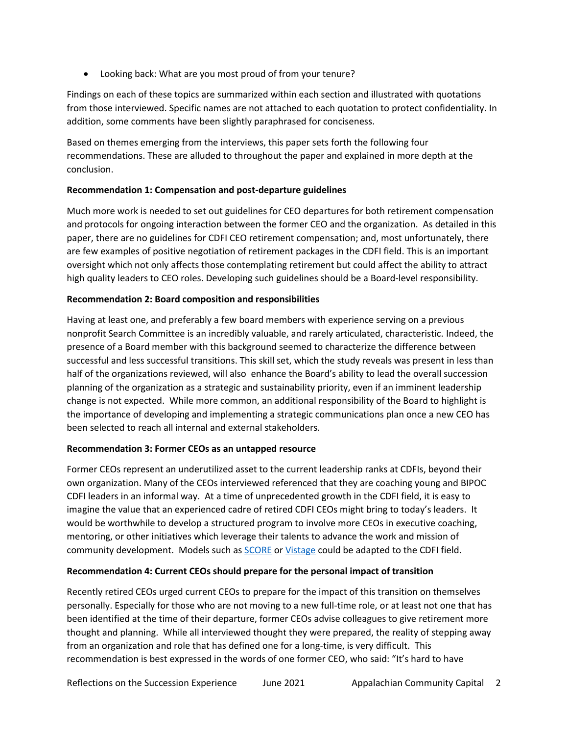- Looking back: What are you most proud of from your tenure?

Findings on each of these topics are summarized within each section and illustrated with quotations from those interviewed. Specific names are not attached to each quotation to protect confidentiality. In addition, some comments have been slightly paraphrased for conciseness.

Based on themes emerging from the interviews, this paper sets forth the following four recommendations. These are alluded to throughout the paper and explained in more depth at the conclusion.

**Recommendation 1: Compensation and post-departure guidelines**

Much more work is needed to set out guidelines for CEO departures for both retirement compensation and protocols for ongoing interaction between the former CEO and the organization. As detailed in this paper, there are no guidelines for CDFI CEO retirement compensation; and, most unfortunately, there are few examples of positive negotiation of retirement packages in the CDFI field. This is an important oversight which not only affects those contemplating retirement but could affect the ability to attract high quality leaders to CEO roles. Developing such guidelines should be a Board-level responsibility.

**Recommendation 2: Board composition and responsibilities**

Having at least one, and preferably a few board members with experience serving on a previous nonprofit Search Committee is an incredibly valuable, and rarely articulated, characteristic. Indeed, the presence of a Board member with this background seemed to characterize the difference between successful and less successful transitions. This skill set, which the study reveals was present in less than half of the organizations reviewed, will also enhance the Board's ability to lead the overall succession planning of the organization as a strategic and sustainability priority, even if an imminent leadership change is not expected. While more common, an additional responsibility of the Board to highlight is the importance of developing and implementing a strategic communications plan once a new CEO has been selected to reach all internal and external stakeholders.

**Recommendation 3: Former CEOs as an untapped resource**

Former CEOs represent an underutilized asset to the current leadership ranks at CDFIs, beyond their own organization. Many of the CEOs interviewed referenced that they are coaching young and BIPOC CDFI leaders in an informal way. At a time of unprecedented growth in the CDFI field, it is easy to imagine the value that an experienced cadre of retired CDFI CEOs might bring to today's leaders. It would be worthwhile to develop a structured program to involve more CEOs in executive coaching, mentoring, or other initiatives which leverage their talents to advance the work and mission of community development. Models such as SCORE or Vistage could be adapted to the CDFI field.

**Recommendation 4: Current CEOs should prepare for the personal impact of transition**

Recently retired CEOs urged current CEOs to prepare for the impact of this transition on themselves personally. Especially for those who are not moving to a new full-time role, or at least not one that has been identified at the time of their departure, former CEOs advise colleagues to give retirement more thought and planning. While all interviewed thought they were prepared, the reality of stepping away from an organization and role that has defined one for a long-time, is very difficult. This recommendation is best expressed in the words of one former CEO, who said: "It's hard to have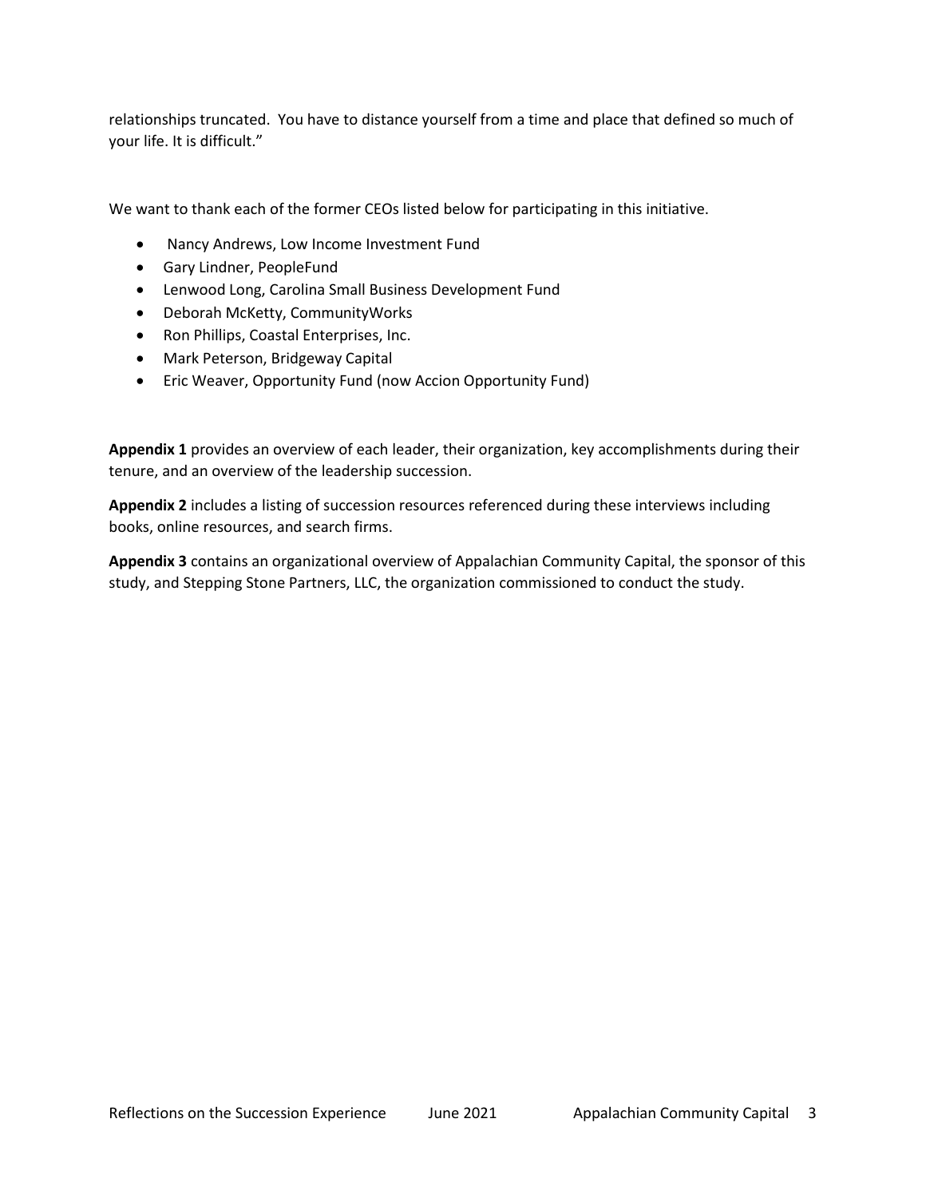relationships truncated.  You have to distance yourself from a time and place that defined so much of your life. It is difficult."

We want to thank each of the former CEOs listed below for participating in this initiative.

- Nancy Andrews, Low Income Investment Fund
- Gary Lindner, PeopleFund
- Lenwood Long, Carolina Small Business Development Fund
- Deborah McKetty, CommunityWorks
- Ron Phillips, Coastal Enterprises, Inc.
- Mark Peterson, Bridgeway Capital
- Eric Weaver, Opportunity Fund (now Accion Opportunity Fund)

**Appendix 1** provides an overview of each leader, their organization, key accomplishments during their tenure, and an overview of the leadership succession.

**Appendix 2** includes a listing of succession resources referenced during these interviews including books, online resources, and search firms.

**Appendix 3** contains an organizational overview of Appalachian Community Capital, the sponsor of this study, and Stepping Stone Partners, LLC, the organization commissioned to conduct the study.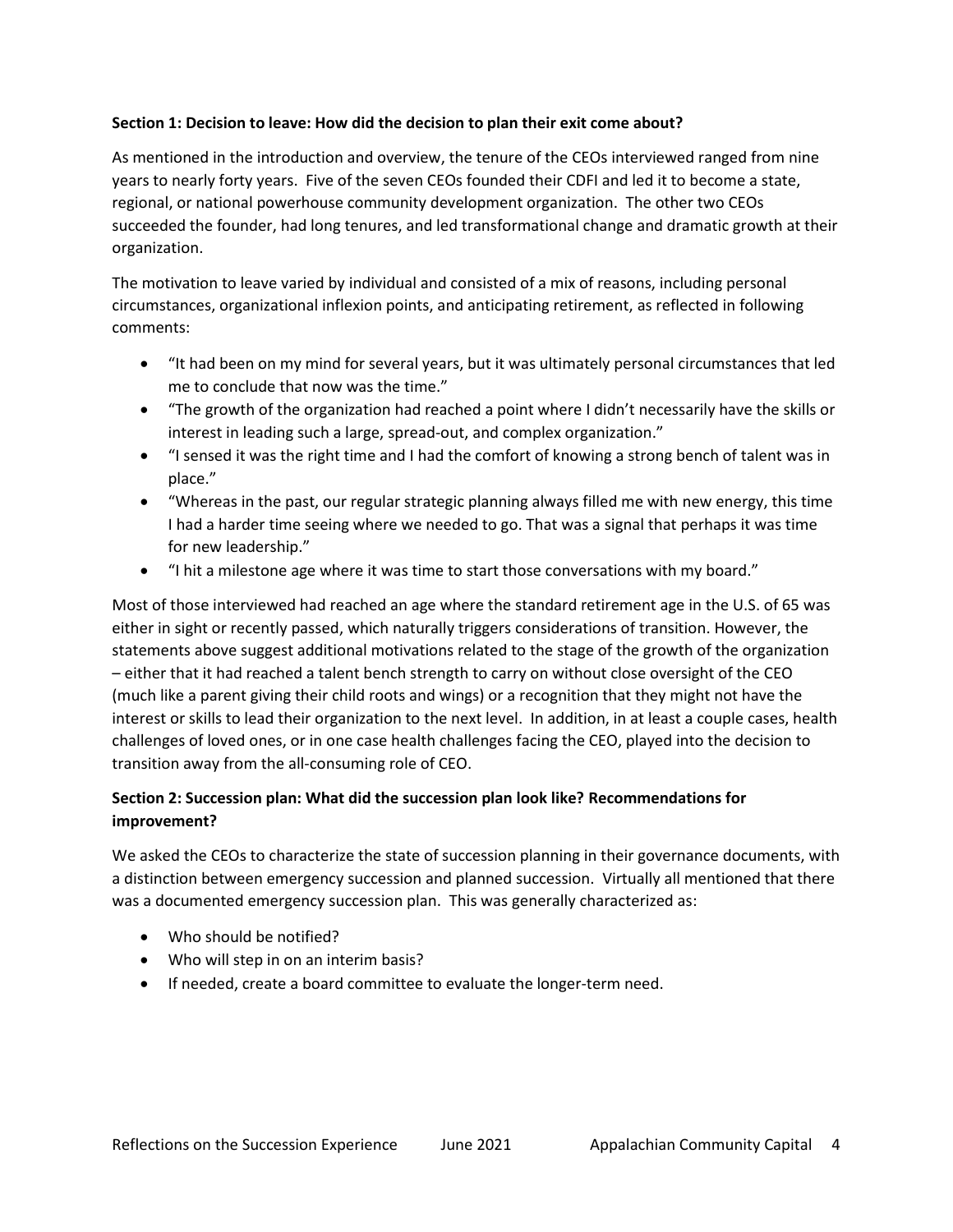**Section 1: Decision to leave: How did the decision to plan their exit come about?**

As mentioned in the introduction and overview, the tenure of the CEOs interviewed ranged from nine years to nearly forty years. Five of the seven CEOs founded their CDFI and led it to become a state, regional, or national powerhouse community development organization. The other two CEOs succeeded the founder, had long tenures, and led transformational change and dramatic growth at their organization.

The motivation to leave varied by individual and consisted of a mix of reasons, including personal circumstances, organizational inflexion points, and anticipating retirement, as reflected in following comments:

- "It had been on my mind for several years, but it was ultimately personal circumstances that led me to conclude that now was the time."
- "The growth of the organization had reached a point where I didn't necessarily have the skills or interest in leading such a large, spread-out, and complex organization."
- "I sensed it was the right time and I had the comfort of knowing a strong bench of talent was in place."
- "Whereas in the past, our regular strategic planning always filled me with new energy, this time I had a harder time seeing where we needed to go. That was a signal that perhaps it was time for new leadership."
- "I hit a milestone age where it was time to start those conversations with my board."

Most of those interviewed had reached an age where the standard retirement age in the U.S. of 65 was either in sight or recently passed, which naturally triggers considerations of transition. However, the statements above suggest additional motivations related to the stage of the growth of the organization – either that it had reached a talent bench strength to carry on without close oversight of the CEO (much like a parent giving their child roots and wings) or a recognition that they might not have the interest or skills to lead their organization to the next level. In addition, in at least a couple cases, health challenges of loved ones, or in one case health challenges facing the CEO, played into the decision to transition away from the all-consuming role of CEO.

**Section 2: Succession plan: What did the succession plan look like? Recommendations for improvement?**

We asked the CEOs to characterize the state of succession planning in their governance documents, with a distinction between emergency succession and planned succession. Virtually all mentioned that there was a documented emergency succession plan. This was generally characterized as:

- Who should be notified?
- Who will step in on an interim basis?
- If needed, create a board committee to evaluate the longer-term need.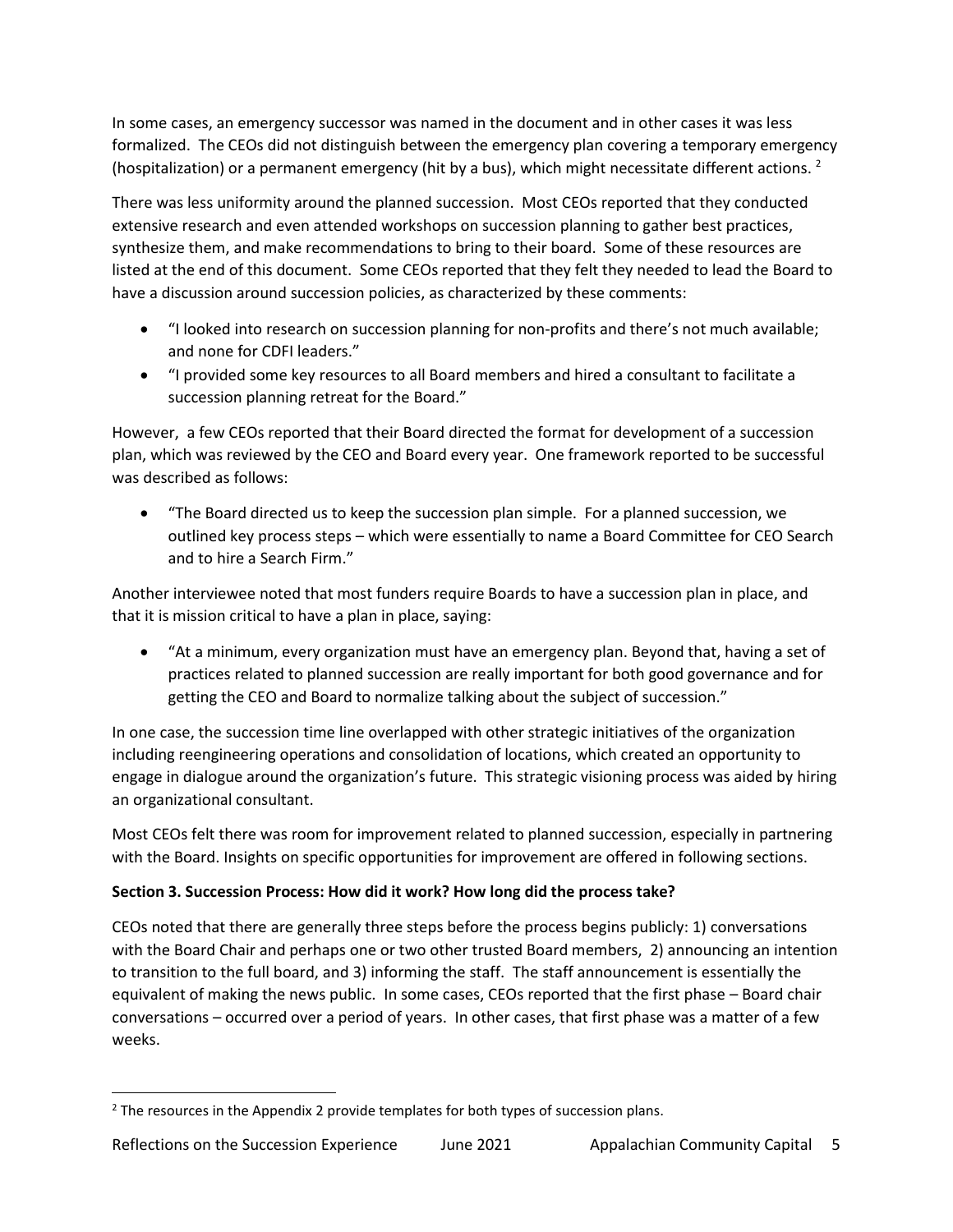In some cases, an emergency successor was named in the document and in other cases it was less formalized. The CEOs did not distinguish between the emergency plan covering a temporary emergency (hospitalization) or a permanent emergency (hit by a bus), which might necessitate different actions. [2]

There was less uniformity around the planned succession. Most CEOs reported that they conducted extensive research and even attended workshops on succession planning to gather best practices, synthesize them, and make recommendations to bring to their board. Some of these resources are listed at the end of this document. Some CEOs reported that they felt they needed to lead the Board to have a discussion around succession policies, as characterized by these comments:

- "I looked into research on succession planning for non-profits and there's not much available; and none for CDFI leaders."
- "I provided some key resources to all Board members and hired a consultant to facilitate a succession planning retreat for the Board."

However, a few CEOs reported that their Board directed the format for development of a succession plan, which was reviewed by the CEO and Board every year. One framework reported to be successful was described as follows:

- "The Board directed us to keep the succession plan simple. For a planned succession, we outlined key process steps – which were essentially to name a Board Committee for CEO Search and to hire a Search Firm."

Another interviewee noted that most funders require Boards to have a succession plan in place, and that it is mission critical to have a plan in place, saying:

- "At a minimum, every organization must have an emergency plan. Beyond that, having a set of practices related to planned succession are really important for both good governance and for getting the CEO and Board to normalize talking about the subject of succession."

In one case, the succession time line overlapped with other strategic initiatives of the organization including reengineering operations and consolidation of locations, which created an opportunity to engage in dialogue around the organization's future. This strategic visioning process was aided by hiring an organizational consultant.

Most CEOs felt there was room for improvement related to planned succession, especially in partnering with the Board. Insights on specific opportunities for improvement are offered in following sections.

**Section 3. Succession Process: How did it work? How long did the process take?**

CEOs noted that there are generally three steps before the process begins publicly: 1) conversations with the Board Chair and perhaps one or two other trusted Board members, 2) announcing an intention to transition to the full board, and 3) informing the staff. The staff announcement is essentially the equivalent of making the news public. In some cases, CEOs reported that the first phase – Board chair conversations – occurred over a period of years. In other cases, that first phase was a matter of a few weeks.

[2] The resources in the Appendix 2 provide templates for both types of succession plans.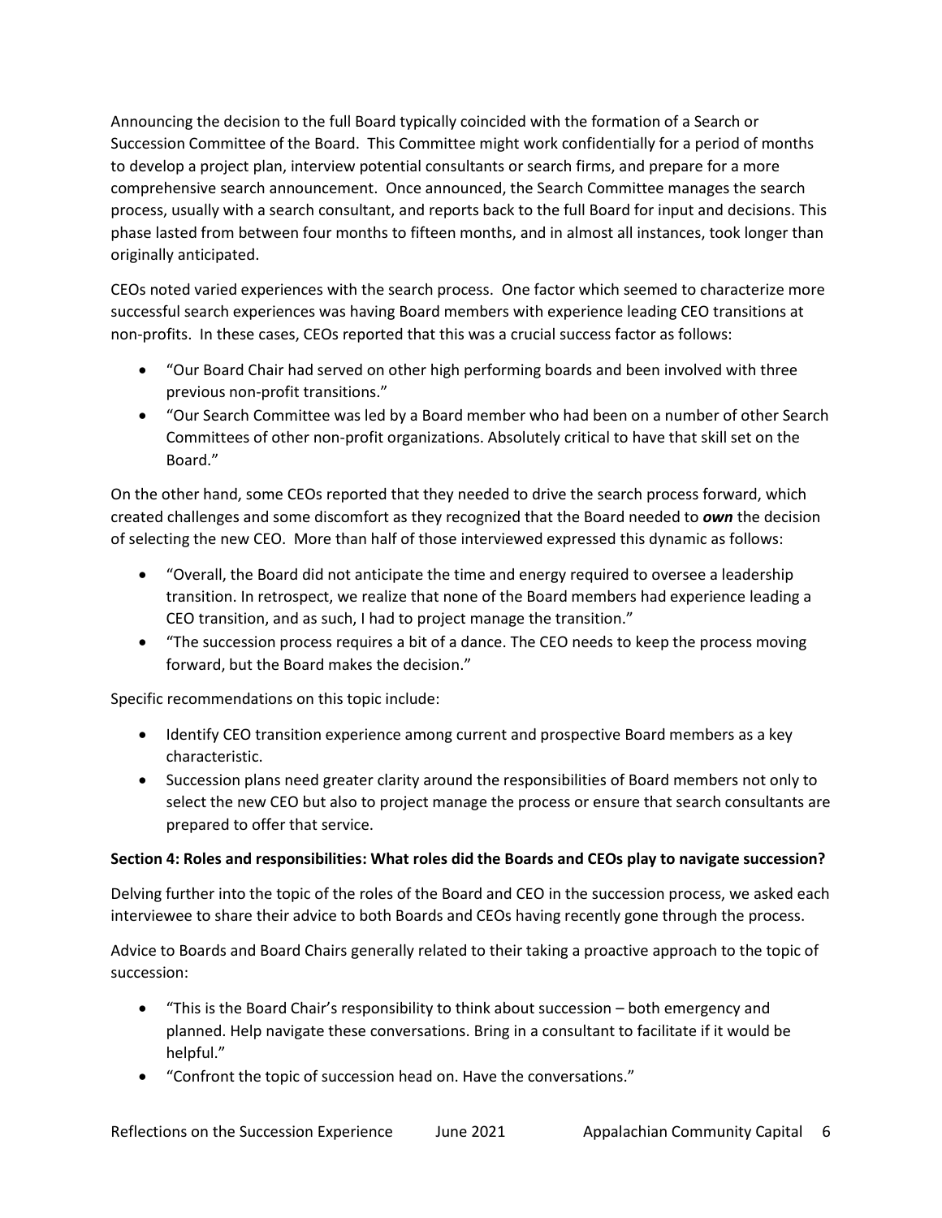Announcing the decision to the full Board typically coincided with the formation of a Search or Succession Committee of the Board. This Committee might work confidentially for a period of months to develop a project plan, interview potential consultants or search firms, and prepare for a more comprehensive search announcement. Once announced, the Search Committee manages the search process, usually with a search consultant, and reports back to the full Board for input and decisions. This phase lasted from between four months to fifteen months, and in almost all instances, took longer than originally anticipated.

CEOs noted varied experiences with the search process. One factor which seemed to characterize more successful search experiences was having Board members with experience leading CEO transitions at non-profits. In these cases, CEOs reported that this was a crucial success factor as follows:

- "Our Board Chair had served on other high performing boards and been involved with three previous non-profit transitions."
- "Our Search Committee was led by a Board member who had been on a number of other Search Committees of other non-profit organizations. Absolutely critical to have that skill set on the Board."

On the other hand, some CEOs reported that they needed to drive the search process forward, which created challenges and some discomfort as they recognized that the Board needed to ***own*** the decision of selecting the new CEO. More than half of those interviewed expressed this dynamic as follows:

- "Overall, the Board did not anticipate the time and energy required to oversee a leadership transition. In retrospect, we realize that none of the Board members had experience leading a CEO transition, and as such, I had to project manage the transition."
- "The succession process requires a bit of a dance. The CEO needs to keep the process moving forward, but the Board makes the decision."

Specific recommendations on this topic include:

- Identify CEO transition experience among current and prospective Board members as a key characteristic.
- Succession plans need greater clarity around the responsibilities of Board members not only to select the new CEO but also to project manage the process or ensure that search consultants are prepared to offer that service.

**Section 4: Roles and responsibilities: What roles did the Boards and CEOs play to navigate succession?**

Delving further into the topic of the roles of the Board and CEO in the succession process, we asked each interviewee to share their advice to both Boards and CEOs having recently gone through the process.

Advice to Boards and Board Chairs generally related to their taking a proactive approach to the topic of succession:

- "This is the Board Chair's responsibility to think about succession – both emergency and planned. Help navigate these conversations. Bring in a consultant to facilitate if it would be helpful."
- "Confront the topic of succession head on. Have the conversations."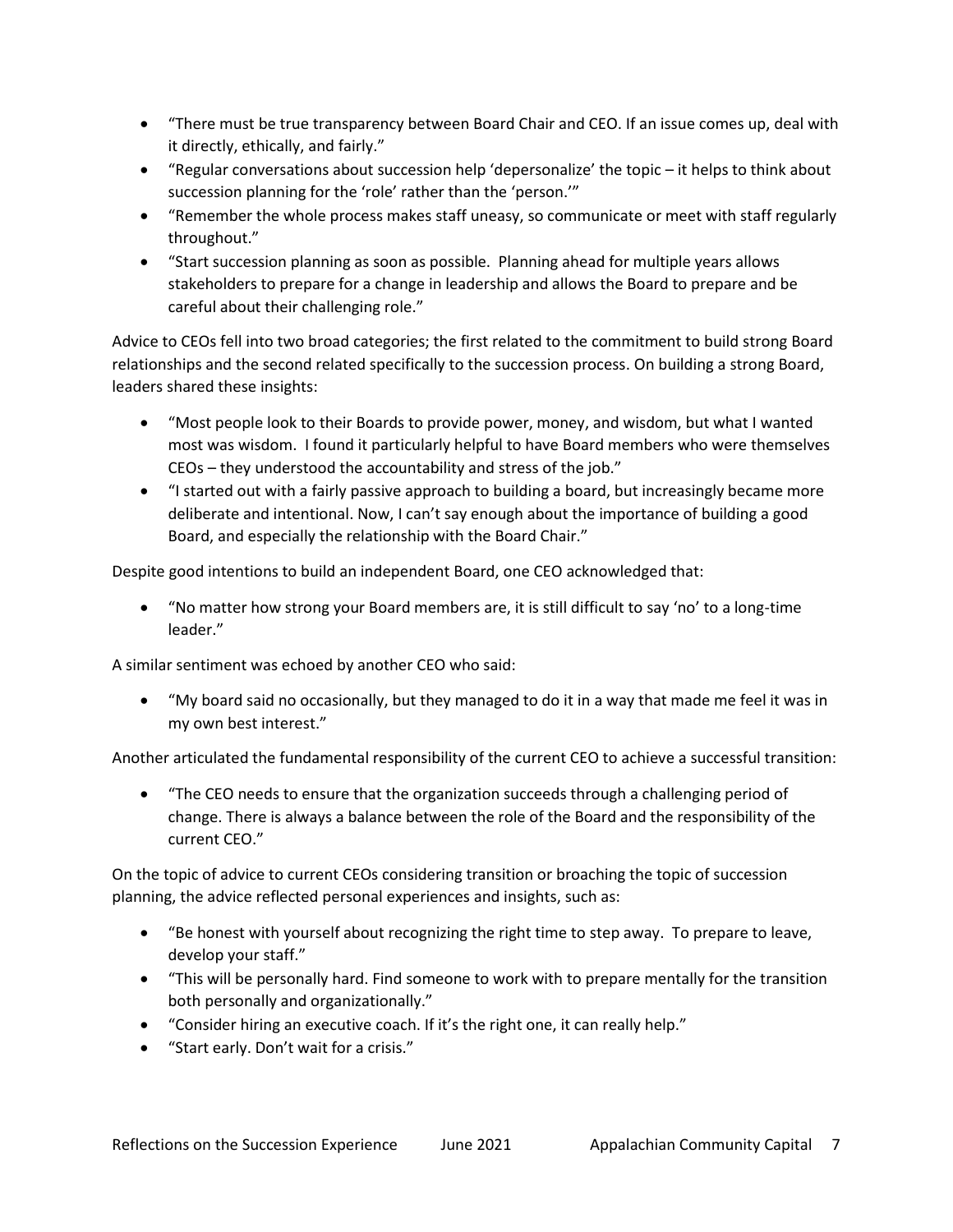- "There must be true transparency between Board Chair and CEO. If an issue comes up, deal with it directly, ethically, and fairly."
- "Regular conversations about succession help 'depersonalize' the topic – it helps to think about succession planning for the 'role' rather than the 'person.'"
- "Remember the whole process makes staff uneasy, so communicate or meet with staff regularly throughout."
- "Start succession planning as soon as possible. Planning ahead for multiple years allows stakeholders to prepare for a change in leadership and allows the Board to prepare and be careful about their challenging role."

Advice to CEOs fell into two broad categories; the first related to the commitment to build strong Board relationships and the second related specifically to the succession process. On building a strong Board, leaders shared these insights:

- "Most people look to their Boards to provide power, money, and wisdom, but what I wanted most was wisdom. I found it particularly helpful to have Board members who were themselves CEOs – they understood the accountability and stress of the job."
- "I started out with a fairly passive approach to building a board, but increasingly became more deliberate and intentional. Now, I can't say enough about the importance of building a good Board, and especially the relationship with the Board Chair."

Despite good intentions to build an independent Board, one CEO acknowledged that:

- "No matter how strong your Board members are, it is still difficult to say 'no' to a long-time leader."

A similar sentiment was echoed by another CEO who said:

- "My board said no occasionally, but they managed to do it in a way that made me feel it was in my own best interest."

Another articulated the fundamental responsibility of the current CEO to achieve a successful transition:

- "The CEO needs to ensure that the organization succeeds through a challenging period of change. There is always a balance between the role of the Board and the responsibility of the current CEO."

On the topic of advice to current CEOs considering transition or broaching the topic of succession planning, the advice reflected personal experiences and insights, such as:

- "Be honest with yourself about recognizing the right time to step away. To prepare to leave, develop your staff."
- "This will be personally hard. Find someone to work with to prepare mentally for the transition both personally and organizationally."
- "Consider hiring an executive coach. If it's the right one, it can really help."
- "Start early. Don't wait for a crisis."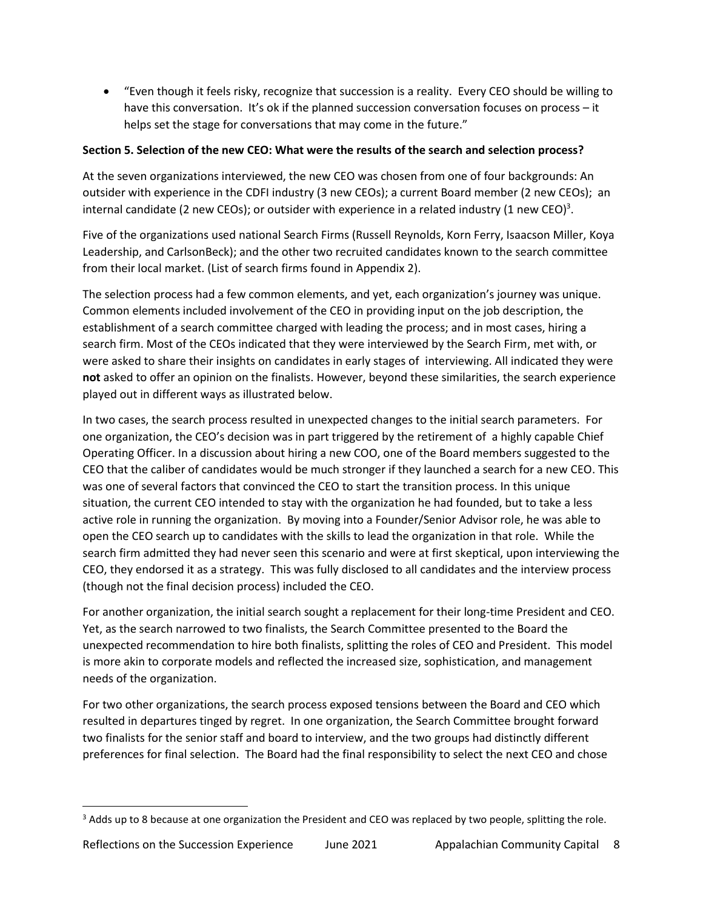- "Even though it feels risky, recognize that succession is a reality. Every CEO should be willing to have this conversation. It's ok if the planned succession conversation focuses on process – it helps set the stage for conversations that may come in the future."

**Section 5. Selection of the new CEO: What were the results of the search and selection process?**

At the seven organizations interviewed, the new CEO was chosen from one of four backgrounds: An outsider with experience in the CDFI industry (3 new CEOs); a current Board member (2 new CEOs); an internal candidate (2 new CEOs); or outsider with experience in a related industry (1 new CEO)[3].

Five of the organizations used national Search Firms (Russell Reynolds, Korn Ferry, Isaacson Miller, Koya Leadership, and CarlsonBeck); and the other two recruited candidates known to the search committee from their local market. (List of search firms found in Appendix 2).

The selection process had a few common elements, and yet, each organization's journey was unique. Common elements included involvement of the CEO in providing input on the job description, the establishment of a search committee charged with leading the process; and in most cases, hiring a search firm. Most of the CEOs indicated that they were interviewed by the Search Firm, met with, or were asked to share their insights on candidates in early stages of interviewing. All indicated they were **not** asked to offer an opinion on the finalists. However, beyond these similarities, the search experience played out in different ways as illustrated below.

In two cases, the search process resulted in unexpected changes to the initial search parameters. For one organization, the CEO's decision was in part triggered by the retirement of a highly capable Chief Operating Officer. In a discussion about hiring a new COO, one of the Board members suggested to the CEO that the caliber of candidates would be much stronger if they launched a search for a new CEO. This was one of several factors that convinced the CEO to start the transition process. In this unique situation, the current CEO intended to stay with the organization he had founded, but to take a less active role in running the organization. By moving into a Founder/Senior Advisor role, he was able to open the CEO search up to candidates with the skills to lead the organization in that role. While the search firm admitted they had never seen this scenario and were at first skeptical, upon interviewing the CEO, they endorsed it as a strategy. This was fully disclosed to all candidates and the interview process (though not the final decision process) included the CEO.

For another organization, the initial search sought a replacement for their long-time President and CEO. Yet, as the search narrowed to two finalists, the Search Committee presented to the Board the unexpected recommendation to hire both finalists, splitting the roles of CEO and President. This model is more akin to corporate models and reflected the increased size, sophistication, and management needs of the organization.

For two other organizations, the search process exposed tensions between the Board and CEO which resulted in departures tinged by regret. In one organization, the Search Committee brought forward two finalists for the senior staff and board to interview, and the two groups had distinctly different preferences for final selection. The Board had the final responsibility to select the next CEO and chose

[3] Adds up to 8 because at one organization the President and CEO was replaced by two people, splitting the role.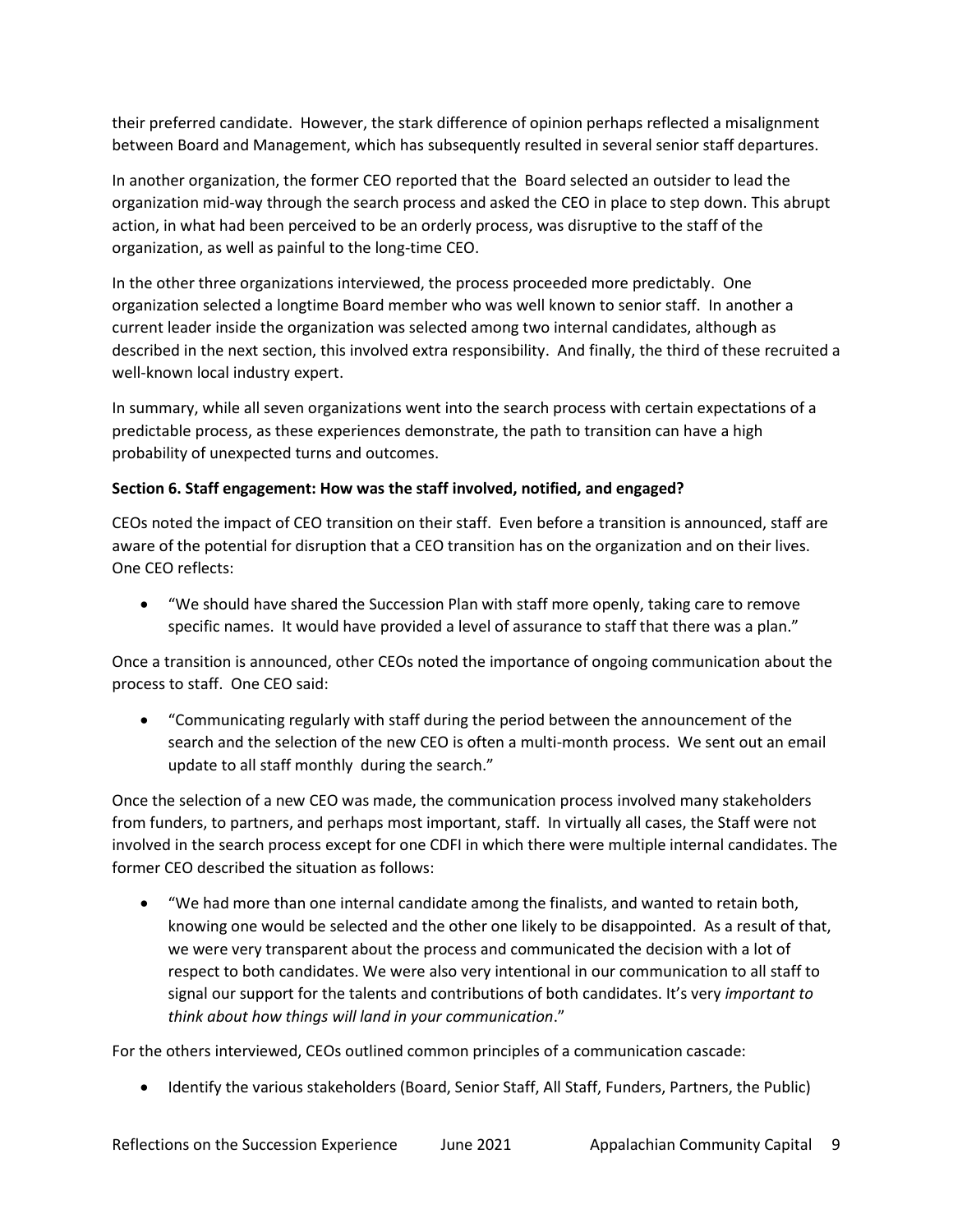their preferred candidate. However, the stark difference of opinion perhaps reflected a misalignment between Board and Management, which has subsequently resulted in several senior staff departures.

In another organization, the former CEO reported that the Board selected an outsider to lead the organization mid-way through the search process and asked the CEO in place to step down. This abrupt action, in what had been perceived to be an orderly process, was disruptive to the staff of the organization, as well as painful to the long-time CEO.

In the other three organizations interviewed, the process proceeded more predictably. One organization selected a longtime Board member who was well known to senior staff. In another a current leader inside the organization was selected among two internal candidates, although as described in the next section, this involved extra responsibility. And finally, the third of these recruited a well-known local industry expert.

In summary, while all seven organizations went into the search process with certain expectations of a predictable process, as these experiences demonstrate, the path to transition can have a high probability of unexpected turns and outcomes.

**Section 6. Staff engagement: How was the staff involved, notified, and engaged?**

CEOs noted the impact of CEO transition on their staff. Even before a transition is announced, staff are aware of the potential for disruption that a CEO transition has on the organization and on their lives. One CEO reflects:

- "We should have shared the Succession Plan with staff more openly, taking care to remove specific names. It would have provided a level of assurance to staff that there was a plan."

Once a transition is announced, other CEOs noted the importance of ongoing communication about the process to staff. One CEO said:

- "Communicating regularly with staff during the period between the announcement of the search and the selection of the new CEO is often a multi-month process. We sent out an email update to all staff monthly during the search."

Once the selection of a new CEO was made, the communication process involved many stakeholders from funders, to partners, and perhaps most important, staff. In virtually all cases, the Staff were not involved in the search process except for one CDFI in which there were multiple internal candidates. The former CEO described the situation as follows:

- "We had more than one internal candidate among the finalists, and wanted to retain both, knowing one would be selected and the other one likely to be disappointed. As a result of that, we were very transparent about the process and communicated the decision with a lot of respect to both candidates. We were also very intentional in our communication to all staff to signal our support for the talents and contributions of both candidates. It's very *important to think about how things will land in your communication*."

For the others interviewed, CEOs outlined common principles of a communication cascade:

- Identify the various stakeholders (Board, Senior Staff, All Staff, Funders, Partners, the Public)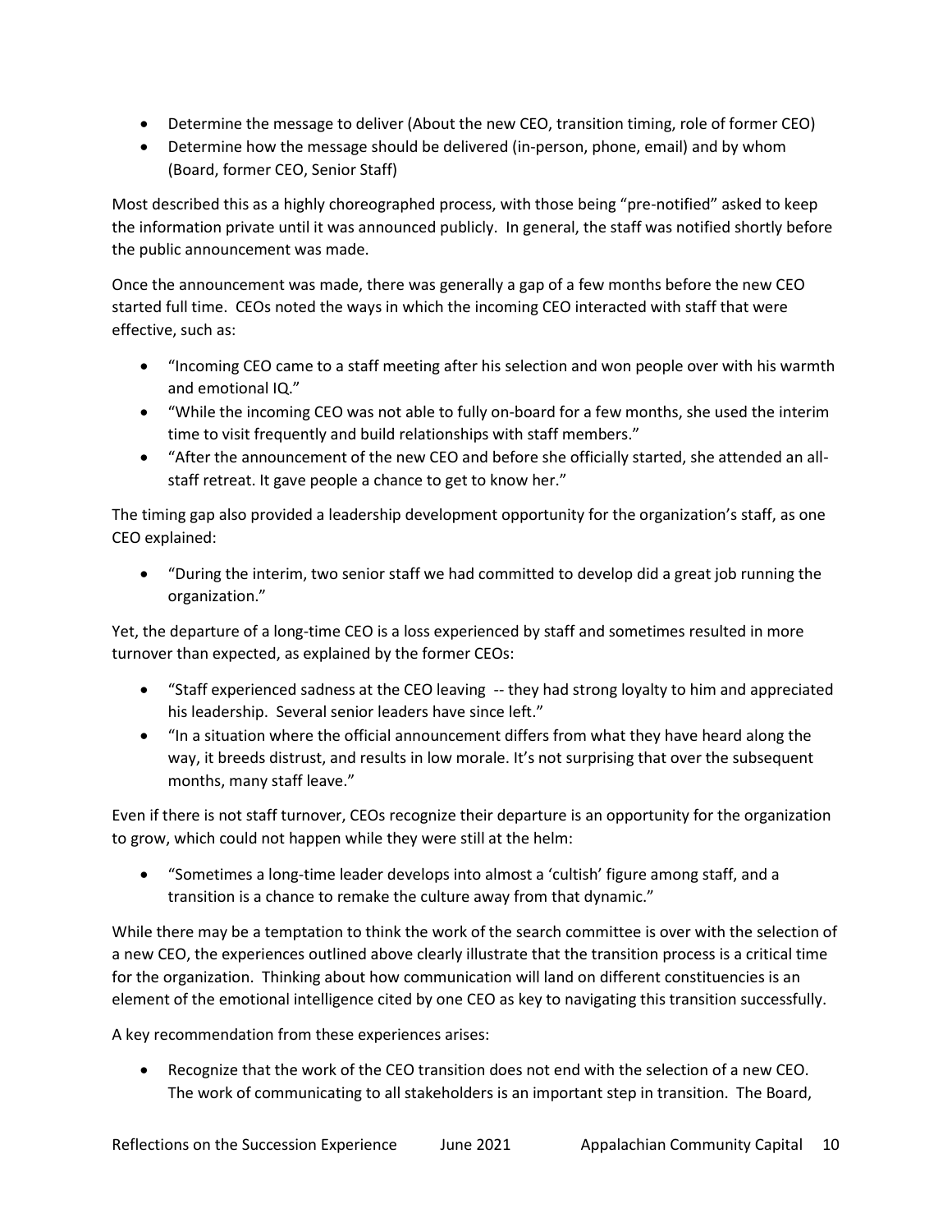- Determine the message to deliver (About the new CEO, transition timing, role of former CEO)
- Determine how the message should be delivered (in-person, phone, email) and by whom (Board, former CEO, Senior Staff)

Most described this as a highly choreographed process, with those being "pre-notified" asked to keep the information private until it was announced publicly. In general, the staff was notified shortly before the public announcement was made.

Once the announcement was made, there was generally a gap of a few months before the new CEO started full time. CEOs noted the ways in which the incoming CEO interacted with staff that were effective, such as:

- "Incoming CEO came to a staff meeting after his selection and won people over with his warmth and emotional IQ."
- "While the incoming CEO was not able to fully on-board for a few months, she used the interim time to visit frequently and build relationships with staff members."
- "After the announcement of the new CEO and before she officially started, she attended an all-staff retreat. It gave people a chance to get to know her."

The timing gap also provided a leadership development opportunity for the organization's staff, as one CEO explained:

- "During the interim, two senior staff we had committed to develop did a great job running the organization."

Yet, the departure of a long-time CEO is a loss experienced by staff and sometimes resulted in more turnover than expected, as explained by the former CEOs:

- "Staff experienced sadness at the CEO leaving -- they had strong loyalty to him and appreciated his leadership. Several senior leaders have since left."
- "In a situation where the official announcement differs from what they have heard along the way, it breeds distrust, and results in low morale. It's not surprising that over the subsequent months, many staff leave."

Even if there is not staff turnover, CEOs recognize their departure is an opportunity for the organization to grow, which could not happen while they were still at the helm:

- "Sometimes a long-time leader develops into almost a 'cultish' figure among staff, and a transition is a chance to remake the culture away from that dynamic."

While there may be a temptation to think the work of the search committee is over with the selection of a new CEO, the experiences outlined above clearly illustrate that the transition process is a critical time for the organization. Thinking about how communication will land on different constituencies is an element of the emotional intelligence cited by one CEO as key to navigating this transition successfully.

A key recommendation from these experiences arises:

- Recognize that the work of the CEO transition does not end with the selection of a new CEO. The work of communicating to all stakeholders is an important step in transition. The Board,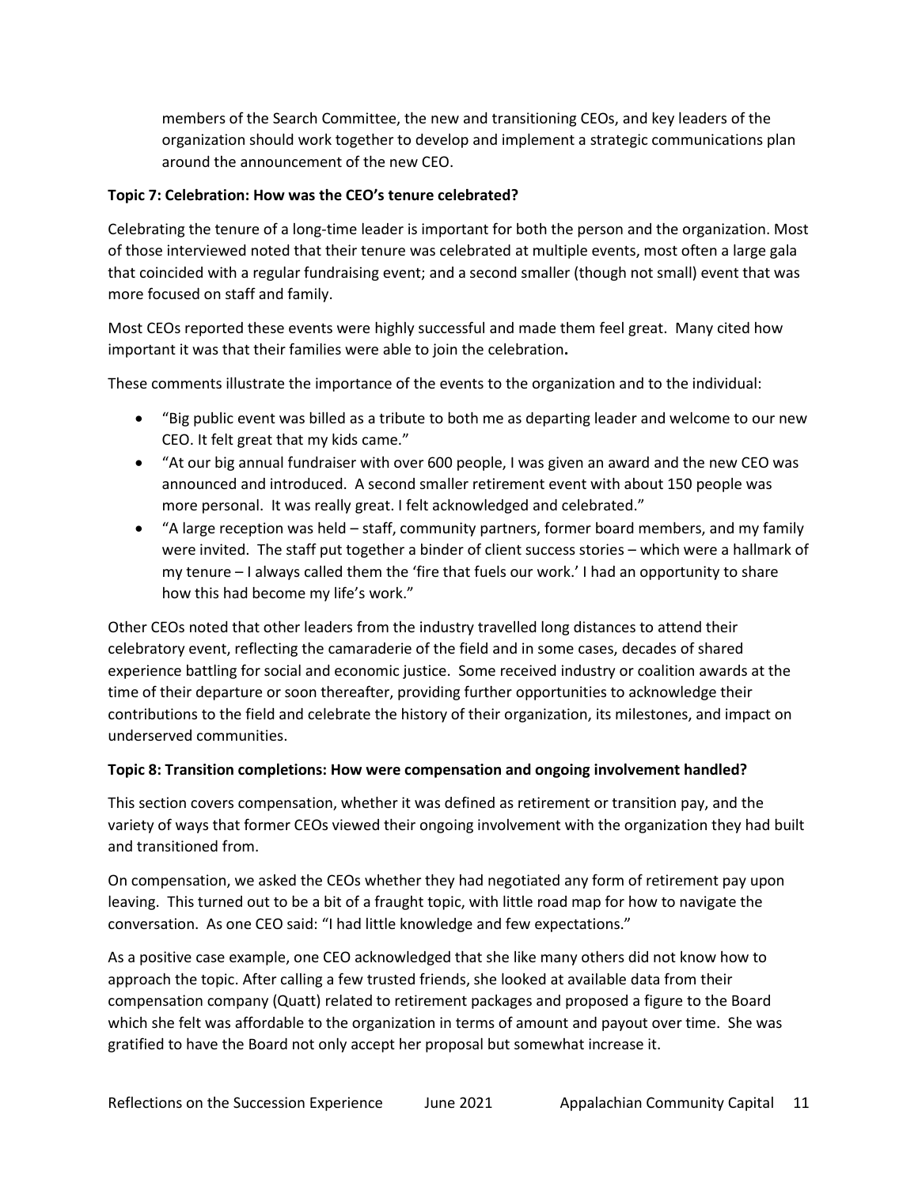members of the Search Committee, the new and transitioning CEOs, and key leaders of the organization should work together to develop and implement a strategic communications plan around the announcement of the new CEO.

**Topic 7: Celebration: How was the CEO's tenure celebrated?**

Celebrating the tenure of a long-time leader is important for both the person and the organization. Most of those interviewed noted that their tenure was celebrated at multiple events, most often a large gala that coincided with a regular fundraising event; and a second smaller (though not small) event that was more focused on staff and family.

Most CEOs reported these events were highly successful and made them feel great. Many cited how important it was that their families were able to join the celebration**.**

These comments illustrate the importance of the events to the organization and to the individual:

- "Big public event was billed as a tribute to both me as departing leader and welcome to our new CEO. It felt great that my kids came."
- "At our big annual fundraiser with over 600 people, I was given an award and the new CEO was announced and introduced. A second smaller retirement event with about 150 people was more personal. It was really great. I felt acknowledged and celebrated."
- "A large reception was held – staff, community partners, former board members, and my family were invited. The staff put together a binder of client success stories – which were a hallmark of my tenure – I always called them the 'fire that fuels our work.' I had an opportunity to share how this had become my life's work."

Other CEOs noted that other leaders from the industry travelled long distances to attend their celebratory event, reflecting the camaraderie of the field and in some cases, decades of shared experience battling for social and economic justice. Some received industry or coalition awards at the time of their departure or soon thereafter, providing further opportunities to acknowledge their contributions to the field and celebrate the history of their organization, its milestones, and impact on underserved communities.

**Topic 8: Transition completions: How were compensation and ongoing involvement handled?**

This section covers compensation, whether it was defined as retirement or transition pay, and the variety of ways that former CEOs viewed their ongoing involvement with the organization they had built and transitioned from.

On compensation, we asked the CEOs whether they had negotiated any form of retirement pay upon leaving. This turned out to be a bit of a fraught topic, with little road map for how to navigate the conversation. As one CEO said: "I had little knowledge and few expectations."

As a positive case example, one CEO acknowledged that she like many others did not know how to approach the topic. After calling a few trusted friends, she looked at available data from their compensation company (Quatt) related to retirement packages and proposed a figure to the Board which she felt was affordable to the organization in terms of amount and payout over time. She was gratified to have the Board not only accept her proposal but somewhat increase it.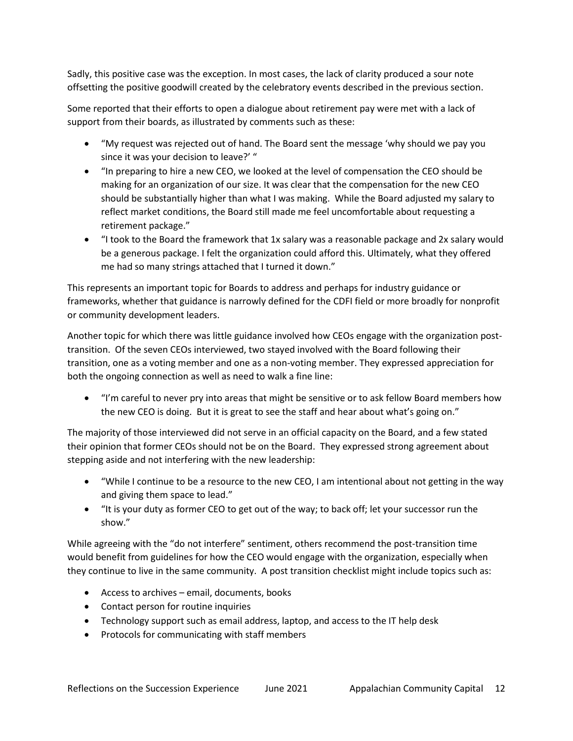Sadly, this positive case was the exception. In most cases, the lack of clarity produced a sour note offsetting the positive goodwill created by the celebratory events described in the previous section.

Some reported that their efforts to open a dialogue about retirement pay were met with a lack of support from their boards, as illustrated by comments such as these:

- "My request was rejected out of hand. The Board sent the message 'why should we pay you since it was your decision to leave?' "
- "In preparing to hire a new CEO, we looked at the level of compensation the CEO should be making for an organization of our size. It was clear that the compensation for the new CEO should be substantially higher than what I was making. While the Board adjusted my salary to reflect market conditions, the Board still made me feel uncomfortable about requesting a retirement package."
- "I took to the Board the framework that 1x salary was a reasonable package and 2x salary would be a generous package. I felt the organization could afford this. Ultimately, what they offered me had so many strings attached that I turned it down."

This represents an important topic for Boards to address and perhaps for industry guidance or frameworks, whether that guidance is narrowly defined for the CDFI field or more broadly for nonprofit or community development leaders.

Another topic for which there was little guidance involved how CEOs engage with the organization post-transition. Of the seven CEOs interviewed, two stayed involved with the Board following their transition, one as a voting member and one as a non-voting member. They expressed appreciation for both the ongoing connection as well as need to walk a fine line:

- "I'm careful to never pry into areas that might be sensitive or to ask fellow Board members how the new CEO is doing. But it is great to see the staff and hear about what's going on."

The majority of those interviewed did not serve in an official capacity on the Board, and a few stated their opinion that former CEOs should not be on the Board. They expressed strong agreement about stepping aside and not interfering with the new leadership:

- "While I continue to be a resource to the new CEO, I am intentional about not getting in the way and giving them space to lead."
- "It is your duty as former CEO to get out of the way; to back off; let your successor run the show."

While agreeing with the "do not interfere" sentiment, others recommend the post-transition time would benefit from guidelines for how the CEO would engage with the organization, especially when they continue to live in the same community. A post transition checklist might include topics such as:

- Access to archives – email, documents, books
- Contact person for routine inquiries
- Technology support such as email address, laptop, and access to the IT help desk
- Protocols for communicating with staff members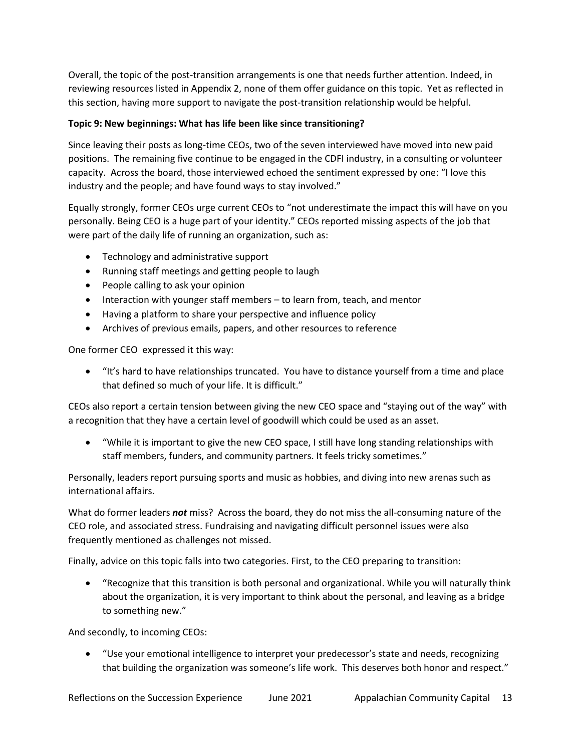Overall, the topic of the post-transition arrangements is one that needs further attention. Indeed, in reviewing resources listed in Appendix 2, none of them offer guidance on this topic. Yet as reflected in this section, having more support to navigate the post-transition relationship would be helpful.

**Topic 9: New beginnings: What has life been like since transitioning?**

Since leaving their posts as long-time CEOs, two of the seven interviewed have moved into new paid positions. The remaining five continue to be engaged in the CDFI industry, in a consulting or volunteer capacity. Across the board, those interviewed echoed the sentiment expressed by one: "I love this industry and the people; and have found ways to stay involved."

Equally strongly, former CEOs urge current CEOs to "not underestimate the impact this will have on you personally. Being CEO is a huge part of your identity." CEOs reported missing aspects of the job that were part of the daily life of running an organization, such as:

- Technology and administrative support
- Running staff meetings and getting people to laugh
- People calling to ask your opinion
- Interaction with younger staff members – to learn from, teach, and mentor
- Having a platform to share your perspective and influence policy
- Archives of previous emails, papers, and other resources to reference

One former CEO expressed it this way:

- "It's hard to have relationships truncated. You have to distance yourself from a time and place that defined so much of your life. It is difficult."

CEOs also report a certain tension between giving the new CEO space and "staying out of the way" with a recognition that they have a certain level of goodwill which could be used as an asset.

- "While it is important to give the new CEO space, I still have long standing relationships with staff members, funders, and community partners. It feels tricky sometimes."

Personally, leaders report pursuing sports and music as hobbies, and diving into new arenas such as international affairs.

What do former leaders ***not*** miss? Across the board, they do not miss the all-consuming nature of the CEO role, and associated stress. Fundraising and navigating difficult personnel issues were also frequently mentioned as challenges not missed.

Finally, advice on this topic falls into two categories. First, to the CEO preparing to transition:

- "Recognize that this transition is both personal and organizational. While you will naturally think about the organization, it is very important to think about the personal, and leaving as a bridge to something new."

And secondly, to incoming CEOs:

- "Use your emotional intelligence to interpret your predecessor's state and needs, recognizing that building the organization was someone's life work. This deserves both honor and respect."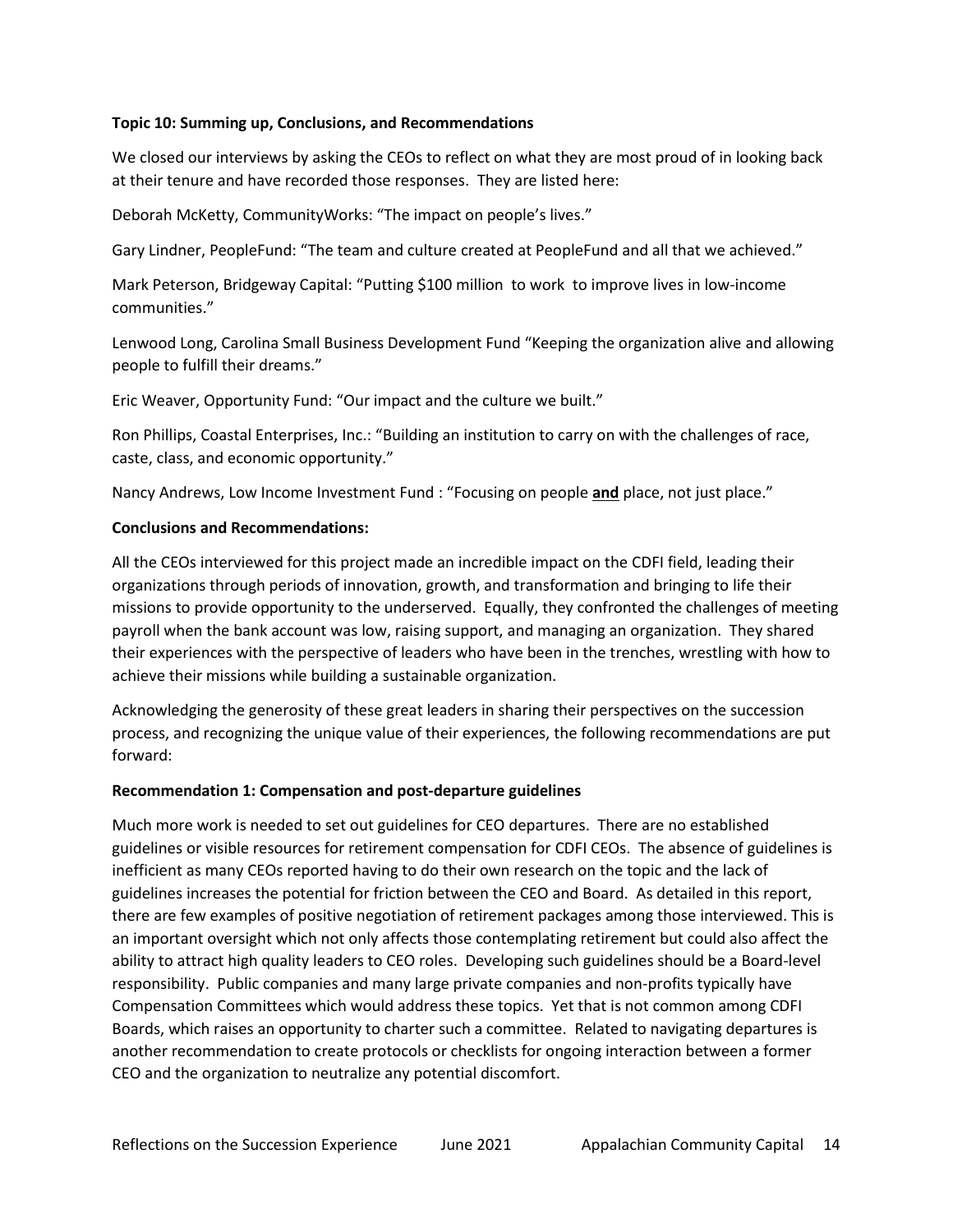**Topic 10: Summing up, Conclusions, and Recommendations**

We closed our interviews by asking the CEOs to reflect on what they are most proud of in looking back at their tenure and have recorded those responses. They are listed here:

Deborah McKetty, CommunityWorks: "The impact on people's lives."

Gary Lindner, PeopleFund: "The team and culture created at PeopleFund and all that we achieved."

Mark Peterson, Bridgeway Capital: "Putting $100 million to work to improve lives in low-income communities."

Lenwood Long, Carolina Small Business Development Fund "Keeping the organization alive and allowing people to fulfill their dreams."

Eric Weaver, Opportunity Fund: "Our impact and the culture we built."

Ron Phillips, Coastal Enterprises, Inc.: "Building an institution to carry on with the challenges of race, caste, class, and economic opportunity."

Nancy Andrews, Low Income Investment Fund : "Focusing on people **and** place, not just place."

**Conclusions and Recommendations:**

All the CEOs interviewed for this project made an incredible impact on the CDFI field, leading their organizations through periods of innovation, growth, and transformation and bringing to life their missions to provide opportunity to the underserved. Equally, they confronted the challenges of meeting payroll when the bank account was low, raising support, and managing an organization. They shared their experiences with the perspective of leaders who have been in the trenches, wrestling with how to achieve their missions while building a sustainable organization.

Acknowledging the generosity of these great leaders in sharing their perspectives on the succession process, and recognizing the unique value of their experiences, the following recommendations are put forward:

**Recommendation 1: Compensation and post-departure guidelines**

Much more work is needed to set out guidelines for CEO departures. There are no established guidelines or visible resources for retirement compensation for CDFI CEOs. The absence of guidelines is inefficient as many CEOs reported having to do their own research on the topic and the lack of guidelines increases the potential for friction between the CEO and Board. As detailed in this report, there are few examples of positive negotiation of retirement packages among those interviewed. This is an important oversight which not only affects those contemplating retirement but could also affect the ability to attract high quality leaders to CEO roles. Developing such guidelines should be a Board-level responsibility. Public companies and many large private companies and non-profits typically have Compensation Committees which would address these topics. Yet that is not common among CDFI Boards, which raises an opportunity to charter such a committee. Related to navigating departures is another recommendation to create protocols or checklists for ongoing interaction between a former CEO and the organization to neutralize any potential discomfort.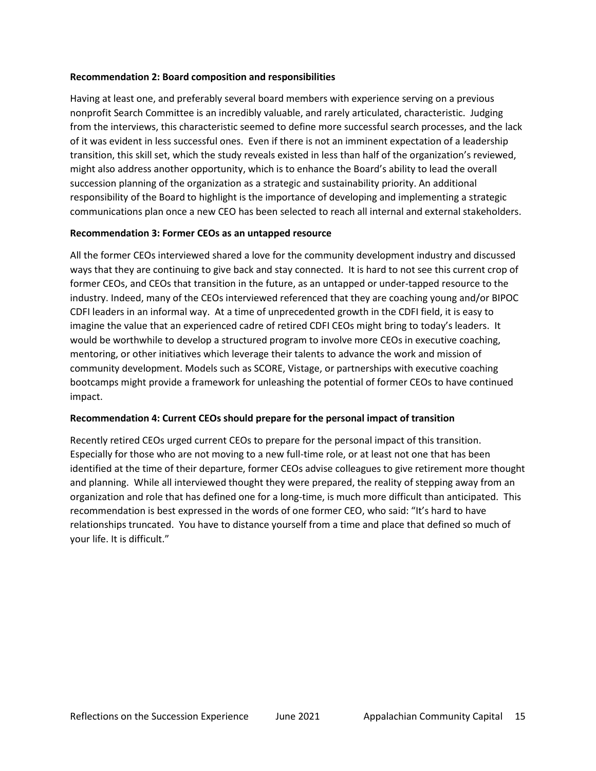**Recommendation 2: Board composition and responsibilities**

Having at least one, and preferably several board members with experience serving on a previous nonprofit Search Committee is an incredibly valuable, and rarely articulated, characteristic. Judging from the interviews, this characteristic seemed to define more successful search processes, and the lack of it was evident in less successful ones. Even if there is not an imminent expectation of a leadership transition, this skill set, which the study reveals existed in less than half of the organization's reviewed, might also address another opportunity, which is to enhance the Board's ability to lead the overall succession planning of the organization as a strategic and sustainability priority. An additional responsibility of the Board to highlight is the importance of developing and implementing a strategic communications plan once a new CEO has been selected to reach all internal and external stakeholders.

**Recommendation 3: Former CEOs as an untapped resource**

All the former CEOs interviewed shared a love for the community development industry and discussed ways that they are continuing to give back and stay connected. It is hard to not see this current crop of former CEOs, and CEOs that transition in the future, as an untapped or under-tapped resource to the industry. Indeed, many of the CEOs interviewed referenced that they are coaching young and/or BIPOC CDFI leaders in an informal way. At a time of unprecedented growth in the CDFI field, it is easy to imagine the value that an experienced cadre of retired CDFI CEOs might bring to today's leaders. It would be worthwhile to develop a structured program to involve more CEOs in executive coaching, mentoring, or other initiatives which leverage their talents to advance the work and mission of community development. Models such as SCORE, Vistage, or partnerships with executive coaching bootcamps might provide a framework for unleashing the potential of former CEOs to have continued impact.

**Recommendation 4: Current CEOs should prepare for the personal impact of transition**

Recently retired CEOs urged current CEOs to prepare for the personal impact of this transition. Especially for those who are not moving to a new full-time role, or at least not one that has been identified at the time of their departure, former CEOs advise colleagues to give retirement more thought and planning. While all interviewed thought they were prepared, the reality of stepping away from an organization and role that has defined one for a long-time, is much more difficult than anticipated. This recommendation is best expressed in the words of one former CEO, who said: "It's hard to have relationships truncated. You have to distance yourself from a time and place that defined so much of your life. It is difficult."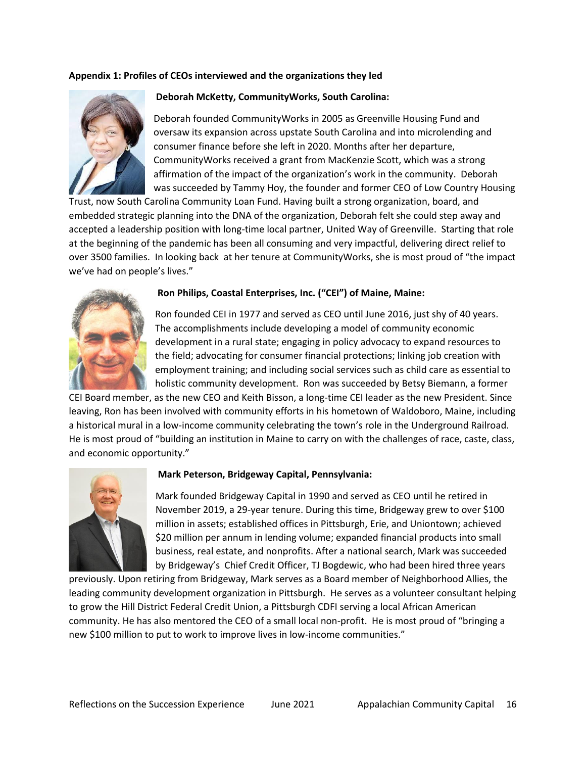**Appendix 1: Profiles of CEOs interviewed and the organizations they led**

**Deborah McKetty, CommunityWorks, South Carolina:**

Deborah founded CommunityWorks in 2005 as Greenville Housing Fund and oversaw its expansion across upstate South Carolina and into microlending and consumer finance before she left in 2020. Months after her departure, CommunityWorks received a grant from MacKenzie Scott, which was a strong affirmation of the impact of the organization's work in the community. Deborah was succeeded by Tammy Hoy, the founder and former CEO of Low Country Housing Trust, now South Carolina Community Loan Fund. Having built a strong organization, board, and embedded strategic planning into the DNA of the organization, Deborah felt she could step away and accepted a leadership position with long-time local partner, United Way of Greenville. Starting that role at the beginning of the pandemic has been all consuming and very impactful, delivering direct relief to over 3500 families. In looking back at her tenure at CommunityWorks, she is most proud of "the impact we've had on people's lives."

**Ron Philips, Coastal Enterprises, Inc. ("CEI") of Maine, Maine:**

Ron founded CEI in 1977 and served as CEO until June 2016, just shy of 40 years. The accomplishments include developing a model of community economic development in a rural state; engaging in policy advocacy to expand resources to the field; advocating for consumer financial protections; linking job creation with employment training; and including social services such as child care as essential to holistic community development. Ron was succeeded by Betsy Biemann, a former CEI Board member, as the new CEO and Keith Bisson, a long-time CEI leader as the new President. Since leaving, Ron has been involved with community efforts in his hometown of Waldoboro, Maine, including a historical mural in a low-income community celebrating the town's role in the Underground Railroad. He is most proud of "building an institution in Maine to carry on with the challenges of race, caste, class, and economic opportunity."

**Mark Peterson, Bridgeway Capital, Pennsylvania:**

Mark founded Bridgeway Capital in 1990 and served as CEO until he retired in November 2019, a 29-year tenure. During this time, Bridgeway grew to over $100 million in assets; established offices in Pittsburgh, Erie, and Uniontown; achieved $20 million per annum in lending volume; expanded financial products into small business, real estate, and nonprofits. After a national search, Mark was succeeded by Bridgeway's Chief Credit Officer, TJ Bogdewic, who had been hired three years previously. Upon retiring from Bridgeway, Mark serves as a Board member of Neighborhood Allies, the leading community development organization in Pittsburgh. He serves as a volunteer consultant helping to grow the Hill District Federal Credit Union, a Pittsburgh CDFI serving a local African American community. He has also mentored the CEO of a small local non-profit. He is most proud of "bringing a new $100 million to put to work to improve lives in low-income communities."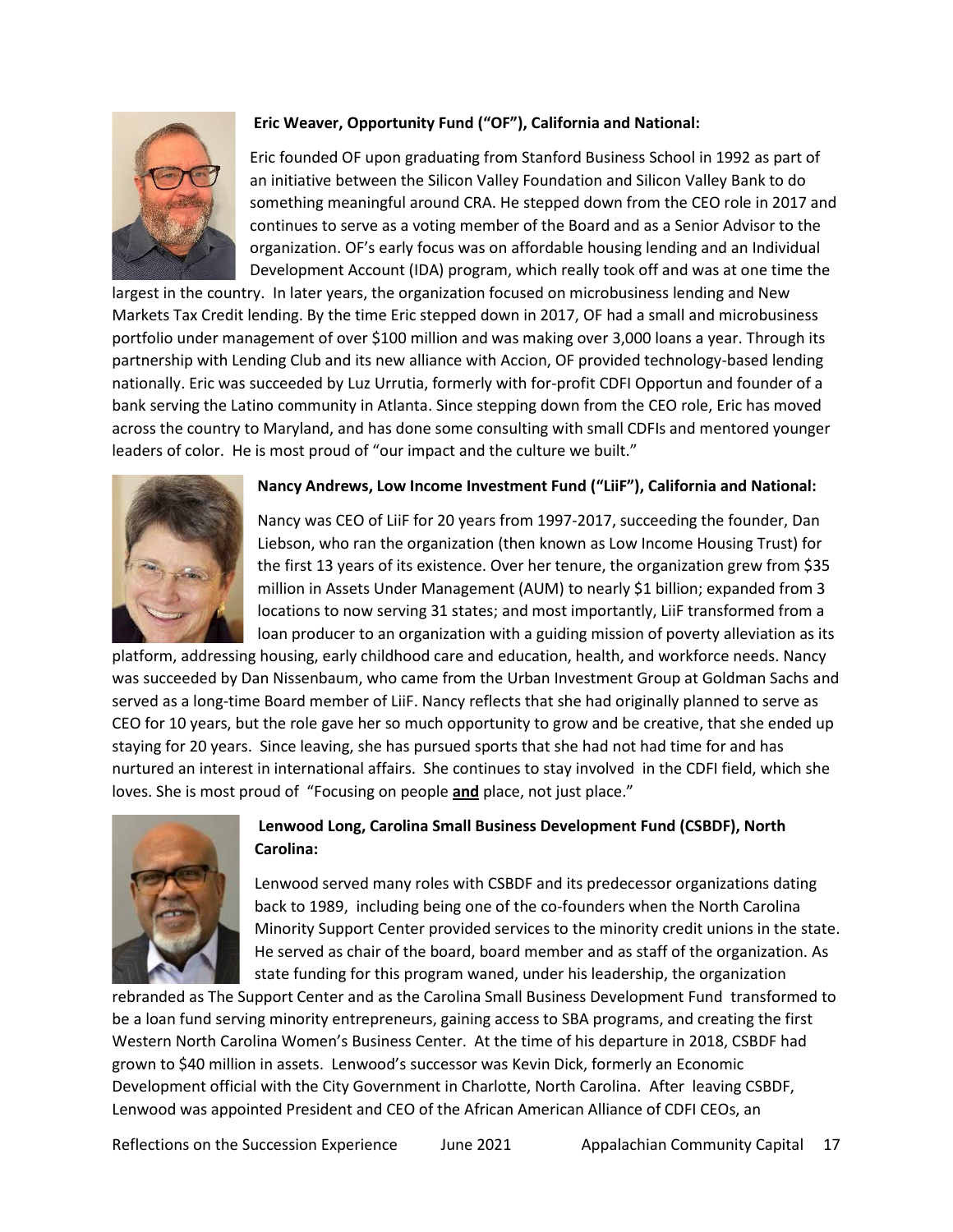**Eric Weaver, Opportunity Fund ("OF"), California and National:**

Eric founded OF upon graduating from Stanford Business School in 1992 as part of an initiative between the Silicon Valley Foundation and Silicon Valley Bank to do something meaningful around CRA. He stepped down from the CEO role in 2017 and continues to serve as a voting member of the Board and as a Senior Advisor to the organization. OF's early focus was on affordable housing lending and an Individual Development Account (IDA) program, which really took off and was at one time the largest in the country. In later years, the organization focused on microbusiness lending and New Markets Tax Credit lending. By the time Eric stepped down in 2017, OF had a small and microbusiness portfolio under management of over \$100 million and was making over 3,000 loans a year. Through its partnership with Lending Club and its new alliance with Accion, OF provided technology-based lending nationally. Eric was succeeded by Luz Urrutia, formerly with for-profit CDFI Opportun and founder of a bank serving the Latino community in Atlanta. Since stepping down from the CEO role, Eric has moved across the country to Maryland, and has done some consulting with small CDFIs and mentored younger leaders of color. He is most proud of "our impact and the culture we built."

**Nancy Andrews, Low Income Investment Fund ("LiiF"), California and National:**

Nancy was CEO of LiiF for 20 years from 1997-2017, succeeding the founder, Dan Liebson, who ran the organization (then known as Low Income Housing Trust) for the first 13 years of its existence. Over her tenure, the organization grew from \$35 million in Assets Under Management (AUM) to nearly \$1 billion; expanded from 3 locations to now serving 31 states; and most importantly, LiiF transformed from a loan producer to an organization with a guiding mission of poverty alleviation as its platform, addressing housing, early childhood care and education, health, and workforce needs. Nancy was succeeded by Dan Nissenbaum, who came from the Urban Investment Group at Goldman Sachs and served as a long-time Board member of LiiF. Nancy reflects that she had originally planned to serve as CEO for 10 years, but the role gave her so much opportunity to grow and be creative, that she ended up staying for 20 years. Since leaving, she has pursued sports that she had not had time for and has nurtured an interest in international affairs. She continues to stay involved in the CDFI field, which she loves. She is most proud of "Focusing on people **and** place, not just place."

**Lenwood Long, Carolina Small Business Development Fund (CSBDF), North Carolina:**

Lenwood served many roles with CSBDF and its predecessor organizations dating back to 1989, including being one of the co-founders when the North Carolina Minority Support Center provided services to the minority credit unions in the state. He served as chair of the board, board member and as staff of the organization. As state funding for this program waned, under his leadership, the organization rebranded as The Support Center and as the Carolina Small Business Development Fund transformed to be a loan fund serving minority entrepreneurs, gaining access to SBA programs, and creating the first Western North Carolina Women's Business Center. At the time of his departure in 2018, CSBDF had grown to \$40 million in assets. Lenwood's successor was Kevin Dick, formerly an Economic Development official with the City Government in Charlotte, North Carolina. After leaving CSBDF, Lenwood was appointed President and CEO of the African American Alliance of CDFI CEOs, an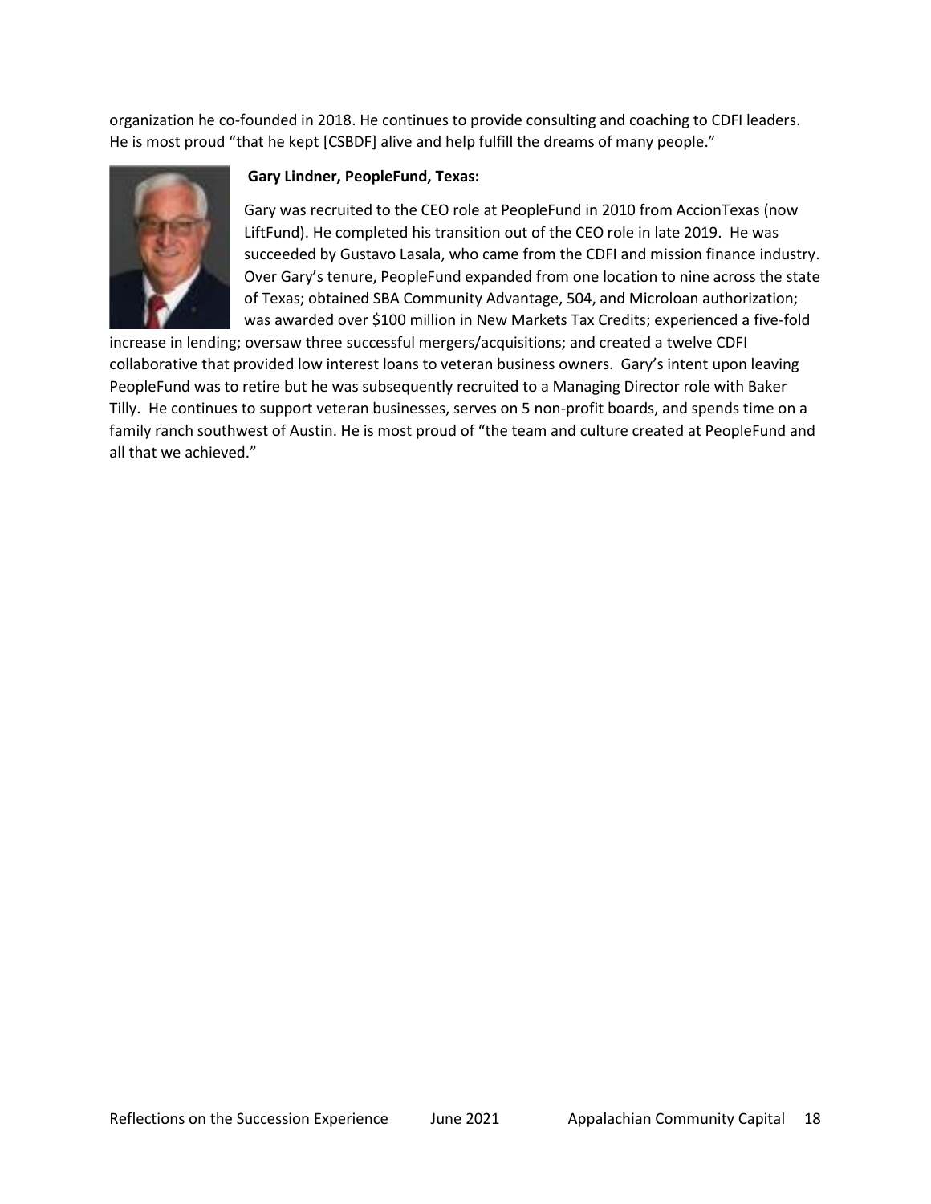organization he co-founded in 2018. He continues to provide consulting and coaching to CDFI leaders. He is most proud "that he kept [CSBDF] alive and help fulfill the dreams of many people."

**Gary Lindner, PeopleFund, Texas:**

Gary was recruited to the CEO role at PeopleFund in 2010 from AccionTexas (now LiftFund). He completed his transition out of the CEO role in late 2019. He was succeeded by Gustavo Lasala, who came from the CDFI and mission finance industry. Over Gary's tenure, PeopleFund expanded from one location to nine across the state of Texas; obtained SBA Community Advantage, 504, and Microloan authorization; was awarded over $100 million in New Markets Tax Credits; experienced a five-fold increase in lending; oversaw three successful mergers/acquisitions; and created a twelve CDFI collaborative that provided low interest loans to veteran business owners. Gary's intent upon leaving PeopleFund was to retire but he was subsequently recruited to a Managing Director role with Baker Tilly. He continues to support veteran businesses, serves on 5 non-profit boards, and spends time on a family ranch southwest of Austin. He is most proud of "the team and culture created at PeopleFund and all that we achieved."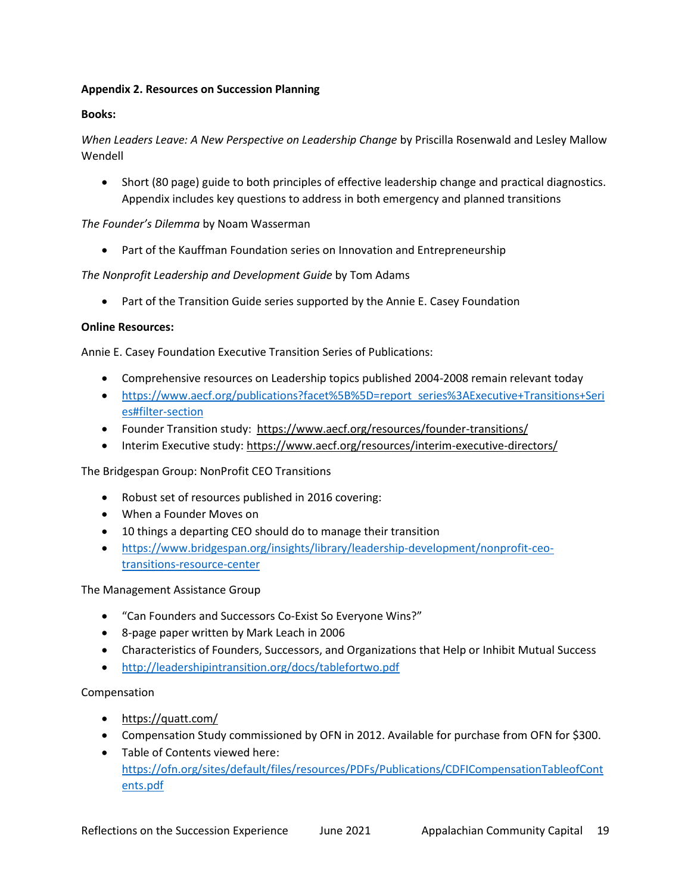**Appendix 2. Resources on Succession Planning**

**Books:**

*When Leaders Leave: A New Perspective on Leadership Change* by Priscilla Rosenwald and Lesley Mallow Wendell

- Short (80 page) guide to both principles of effective leadership change and practical diagnostics. Appendix includes key questions to address in both emergency and planned transitions

*The Founder's Dilemma* by Noam Wasserman

- Part of the Kauffman Foundation series on Innovation and Entrepreneurship

*The Nonprofit Leadership and Development Guide* by Tom Adams

- Part of the Transition Guide series supported by the Annie E. Casey Foundation

**Online Resources:**

Annie E. Casey Foundation Executive Transition Series of Publications:

- Comprehensive resources on Leadership topics published 2004-2008 remain relevant today
- https://www.aecf.org/publications?facet%5B%5D=report_series%3AExecutive+Transitions+Series#filter-section
- Founder Transition study: https://www.aecf.org/resources/founder-transitions/
- Interim Executive study: https://www.aecf.org/resources/interim-executive-directors/

The Bridgespan Group: NonProfit CEO Transitions

- Robust set of resources published in 2016 covering:
- When a Founder Moves on
- 10 things a departing CEO should do to manage their transition
- https://www.bridgespan.org/insights/library/leadership-development/nonprofit-ceo-transitions-resource-center

The Management Assistance Group

- "Can Founders and Successors Co-Exist So Everyone Wins?"
- 8-page paper written by Mark Leach in 2006
- Characteristics of Founders, Successors, and Organizations that Help or Inhibit Mutual Success
- http://leadershipintransition.org/docs/tablefortwo.pdf

Compensation

- https://quatt.com/
- Compensation Study commissioned by OFN in 2012. Available for purchase from OFN for $300.
- Table of Contents viewed here: https://ofn.org/sites/default/files/resources/PDFs/Publications/CDFICompensationTableofContents.pdf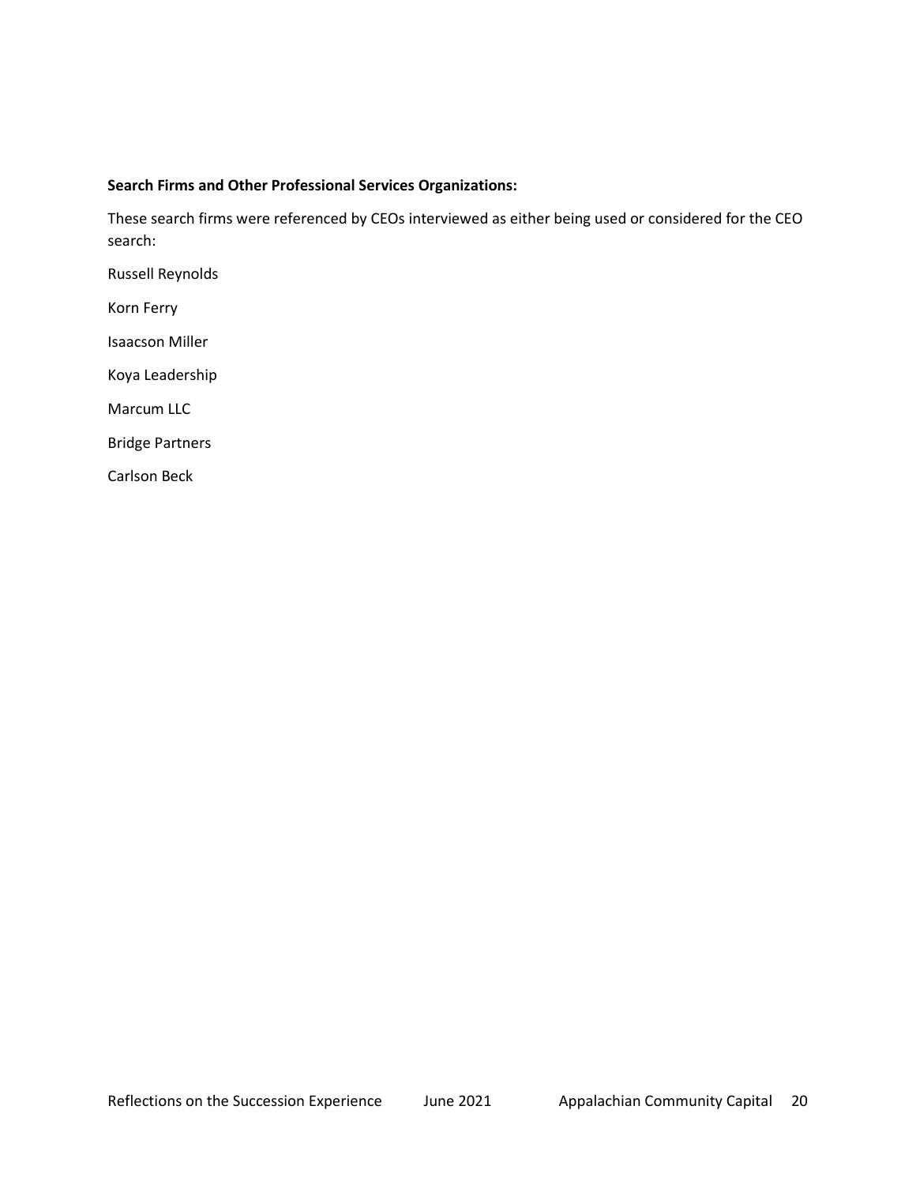**Search Firms and Other Professional Services Organizations:**

These search firms were referenced by CEOs interviewed as either being used or considered for the CEO search:

Russell Reynolds

Korn Ferry

Isaacson Miller

Koya Leadership

Marcum LLC

Bridge Partners

Carlson Beck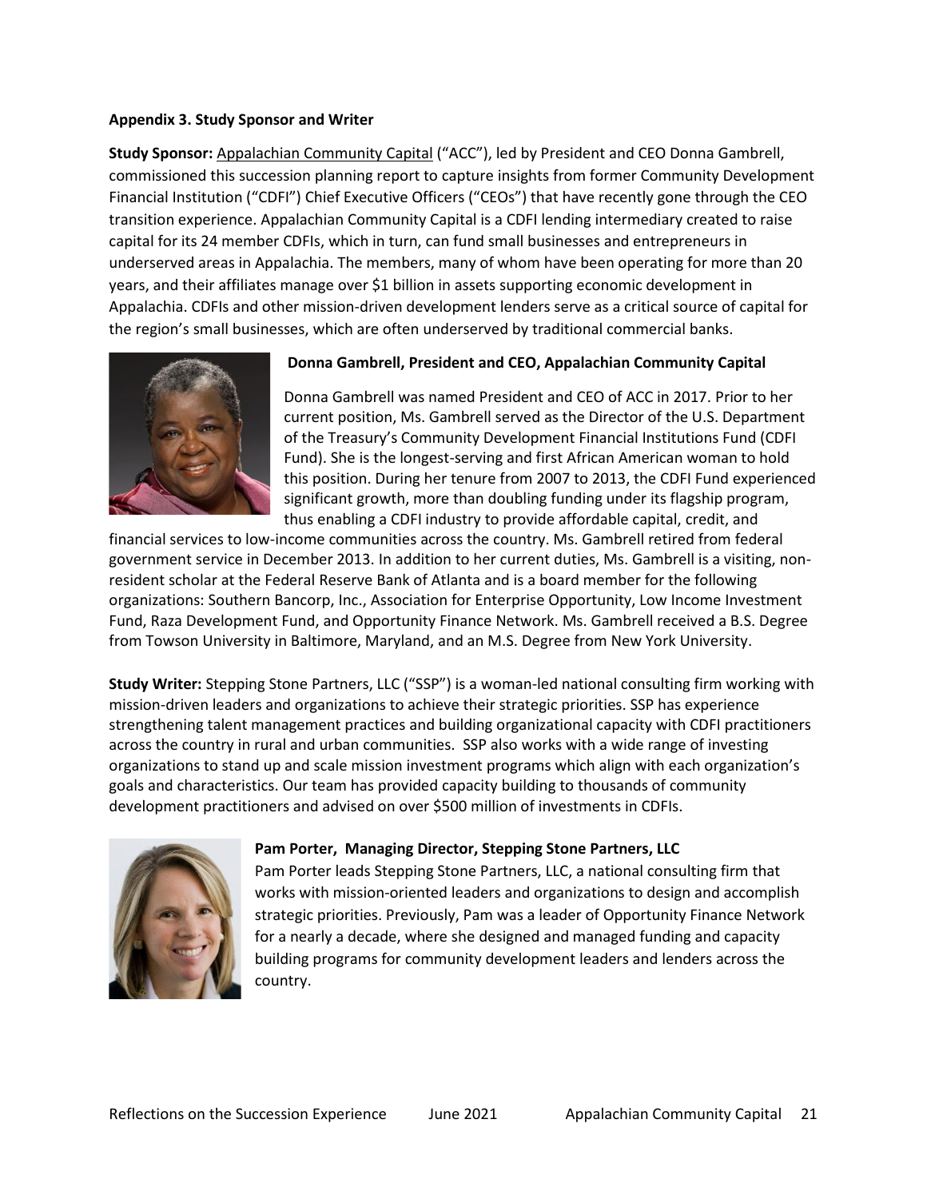**Appendix 3. Study Sponsor and Writer**

**Study Sponsor:** Appalachian Community Capital ("ACC"), led by President and CEO Donna Gambrell, commissioned this succession planning report to capture insights from former Community Development Financial Institution ("CDFI") Chief Executive Officers ("CEOs") that have recently gone through the CEO transition experience. Appalachian Community Capital is a CDFI lending intermediary created to raise capital for its 24 member CDFIs, which in turn, can fund small businesses and entrepreneurs in underserved areas in Appalachia. The members, many of whom have been operating for more than 20 years, and their affiliates manage over $1 billion in assets supporting economic development in Appalachia. CDFIs and other mission-driven development lenders serve as a critical source of capital for the region's small businesses, which are often underserved by traditional commercial banks.

**Donna Gambrell, President and CEO, Appalachian Community Capital**

Donna Gambrell was named President and CEO of ACC in 2017. Prior to her current position, Ms. Gambrell served as the Director of the U.S. Department of the Treasury's Community Development Financial Institutions Fund (CDFI Fund). She is the longest-serving and first African American woman to hold this position. During her tenure from 2007 to 2013, the CDFI Fund experienced significant growth, more than doubling funding under its flagship program, thus enabling a CDFI industry to provide affordable capital, credit, and financial services to low-income communities across the country. Ms. Gambrell retired from federal government service in December 2013. In addition to her current duties, Ms. Gambrell is a visiting, non-resident scholar at the Federal Reserve Bank of Atlanta and is a board member for the following organizations: Southern Bancorp, Inc., Association for Enterprise Opportunity, Low Income Investment Fund, Raza Development Fund, and Opportunity Finance Network. Ms. Gambrell received a B.S. Degree from Towson University in Baltimore, Maryland, and an M.S. Degree from New York University.

**Study Writer:** Stepping Stone Partners, LLC ("SSP") is a woman-led national consulting firm working with mission-driven leaders and organizations to achieve their strategic priorities. SSP has experience strengthening talent management practices and building organizational capacity with CDFI practitioners across the country in rural and urban communities. SSP also works with a wide range of investing organizations to stand up and scale mission investment programs which align with each organization's goals and characteristics. Our team has provided capacity building to thousands of community development practitioners and advised on over $500 million of investments in CDFIs.

**Pam Porter, Managing Director, Stepping Stone Partners, LLC**

Pam Porter leads Stepping Stone Partners, LLC, a national consulting firm that works with mission-oriented leaders and organizations to design and accomplish strategic priorities. Previously, Pam was a leader of Opportunity Finance Network for a nearly a decade, where she designed and managed funding and capacity building programs for community development leaders and lenders across the country.